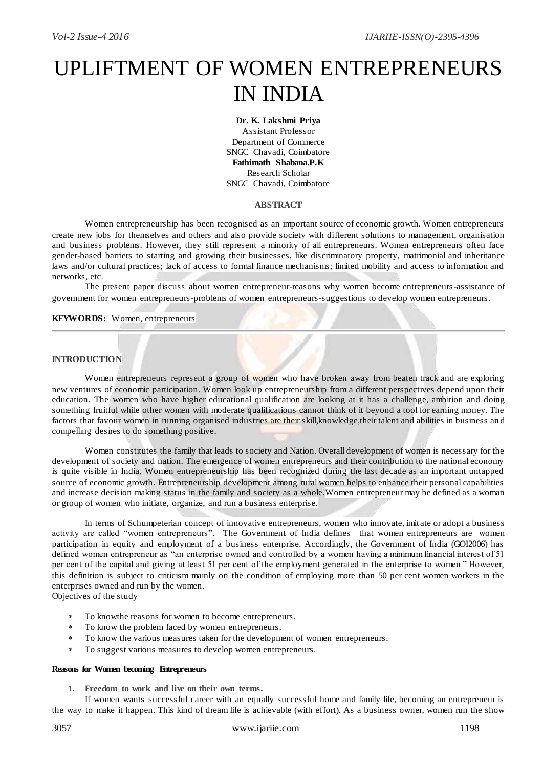# UPLIFTMENT OF WOMEN ENTREPRENEURS IN INDIA

**Dr. K. Lakshmi Priya**
Assistant Professor
Department of Commerce
SNGC Chavadi, Coimbatore
**Fathimath Shabana.P.K**
Research Scholar
SNGC Chavadi, Coimbatore

## ABSTRACT

Women entrepreneurship has been recognised as an important source of economic growth. Women entrepreneurs create new jobs for themselves and others and also provide society with different solutions to management, organisation and business problems. However, they still represent a minority of all entrepreneurs. Women entrepreneurs often face gender-based barriers to starting and growing their businesses, like discriminatory property, matrimonial and inheritance laws and/or cultural practices; lack of access to formal finance mechanisms; limited mobility and access to information and networks, etc.

The present paper discuss about women entrepreneur-reasons why women become entrepreneurs-assistance of government for women entrepreneurs-problems of women entrepreneurs-suggestions to develop women entrepreneurs.

**KEYWORDS:** Women, entrepreneurs

## INTRODUCTION

Women entrepreneurs represent a group of women who have broken away from beaten track and are exploring new ventures of economic participation. Women look up entrepreneurship from a different perspectives depend upon their education. The women who have higher educational qualification are looking at it has a challenge, ambition and doing something fruitful while other women with moderate qualifications cannot think of it beyond a tool for earning money. The factors that favour women in running organised industries are their skill,knowledge,their talent and abilities in business and compelling desires to do something positive.

Women constitutes the family that leads to society and Nation. Overall development of women is necessary for the development of society and nation. The emergence of women entrepreneurs and their contribution to the national economy is quite visible in India. Women entrepreneurship has been recognized during the last decade as an important untapped source of economic growth. Entrepreneurship development among rural women helps to enhance their personal capabilities and increase decision making status in the family and society as a whole.Women entrepreneur may be defined as a woman or group of women who initiate, organize, and run a business enterprise.

In terms of Schumpeterian concept of innovative entrepreneurs, women who innovate, imitate or adopt a business activity are called "women entrepreneurs". The Government of India defines that women entrepreneurs are women participation in equity and employment of a business enterprise. Accordingly, the Government of India (GOI2006) has defined women entrepreneur as "an enterprise owned and controlled by a women having a minimum financial interest of 51 per cent of the capital and giving at least 51 per cent of the employment generated in the enterprise to women." However, this definition is subject to criticism mainly on the condition of employing more than 50 per cent women workers in the enterprises owned and run by the women.

Objectives of the study

* To knowthe reasons for women to become entrepreneurs.
* To know the problem faced by women entrepreneurs.
* To know the various measures taken for the development of women entrepreneurs.
* To suggest various measures to develop women entrepreneurs.

### Reasons for Women becoming Entrepreneurs

1. **Freedom to work and live on their own terms.**

If women wants successful career with an equally successful home and family life, becoming an entrepreneur is the way to make it happen. This kind of dream life is achievable (with effort). As a business owner, women run the show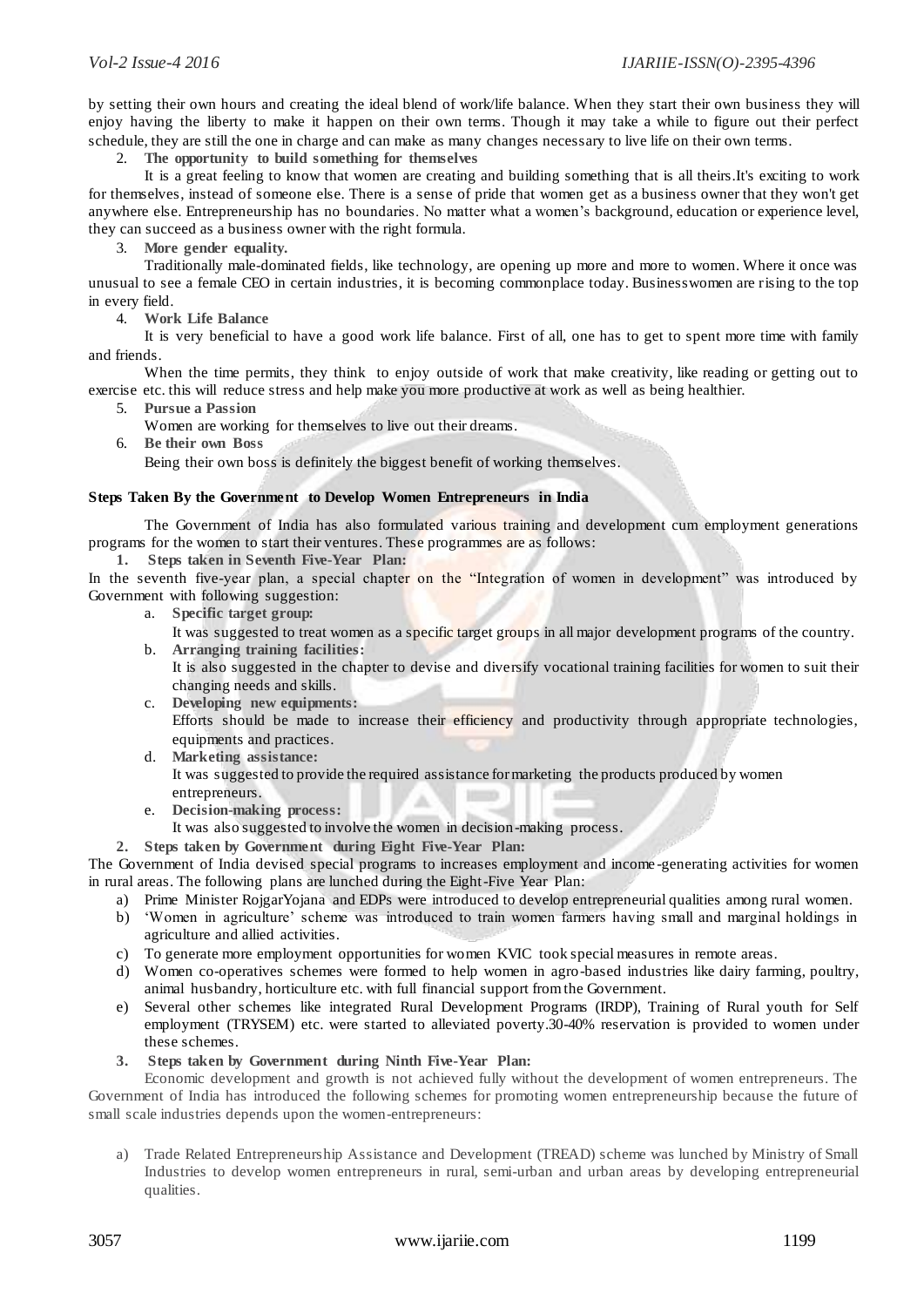by setting their own hours and creating the ideal blend of work/life balance. When they start their own business they will enjoy having the liberty to make it happen on their own terms. Though it may take a while to figure out their perfect schedule, they are still the one in charge and can make as many changes necessary to live life on their own terms.

2. **The opportunity to build something for themselves**

   It is a great feeling to know that women are creating and building something that is all theirs.It's exciting to work for themselves, instead of someone else. There is a sense of pride that women get as a business owner that they won't get anywhere else. Entrepreneurship has no boundaries. No matter what a women's background, education or experience level, they can succeed as a business owner with the right formula.

3. **More gender equality.**

   Traditionally male-dominated fields, like technology, are opening up more and more to women. Where it once was unusual to see a female CEO in certain industries, it is becoming commonplace today. Businesswomen are rising to the top in every field.

4. **Work Life Balance**

   It is very beneficial to have a good work life balance. First of all, one has to get to spent more time with family and friends.

   When the time permits, they think to enjoy outside of work that make creativity, like reading or getting out to exercise etc. this will reduce stress and help make you more productive at work as well as being healthier.

5. **Pursue a Passion**

   Women are working for themselves to live out their dreams.

6. **Be their own Boss**

   Being their own boss is definitely the biggest benefit of working themselves.

**Steps Taken By the Government to Develop Women Entrepreneurs in India**

The Government of India has also formulated various training and development cum employment generations programs for the women to start their ventures. These programmes are as follows:

**1. Steps taken in Seventh Five-Year Plan:**

In the seventh five-year plan, a special chapter on the "Integration of women in development" was introduced by Government with following suggestion:

a. **Specific target group:**
   It was suggested to treat women as a specific target groups in all major development programs of the country.
b. **Arranging training facilities:**
   It is also suggested in the chapter to devise and diversify vocational training facilities for women to suit their changing needs and skills.
c. **Developing new equipments:**
   Efforts should be made to increase their efficiency and productivity through appropriate technologies, equipments and practices.
d. **Marketing assistance:**
   It was suggested to provide the required assistance for marketing the products produced by women entrepreneurs.
e. **Decision-making process:**
   It was also suggested to involve the women in decision-making process.

**2. Steps taken by Government during Eight Five-Year Plan:**

The Government of India devised special programs to increases employment and income-generating activities for women in rural areas. The following plans are lunched during the Eight-Five Year Plan:

a) Prime Minister RojgarYojana and EDPs were introduced to develop entrepreneurial qualities among rural women.
b) 'Women in agriculture' scheme was introduced to train women farmers having small and marginal holdings in agriculture and allied activities.
c) To generate more employment opportunities for women KVIC took special measures in remote areas.
d) Women co-operatives schemes were formed to help women in agro-based industries like dairy farming, poultry, animal husbandry, horticulture etc. with full financial support from the Government.
e) Several other schemes like integrated Rural Development Programs (IRDP), Training of Rural youth for Self employment (TRYSEM) etc. were started to alleviated poverty.30-40% reservation is provided to women under these schemes.

**3. Steps taken by Government during Ninth Five-Year Plan:**

Economic development and growth is not achieved fully without the development of women entrepreneurs. The Government of India has introduced the following schemes for promoting women entrepreneurship because the future of small scale industries depends upon the women-entrepreneurs:

a) Trade Related Entrepreneurship Assistance and Development (TREAD) scheme was lunched by Ministry of Small Industries to develop women entrepreneurs in rural, semi-urban and urban areas by developing entrepreneurial qualities.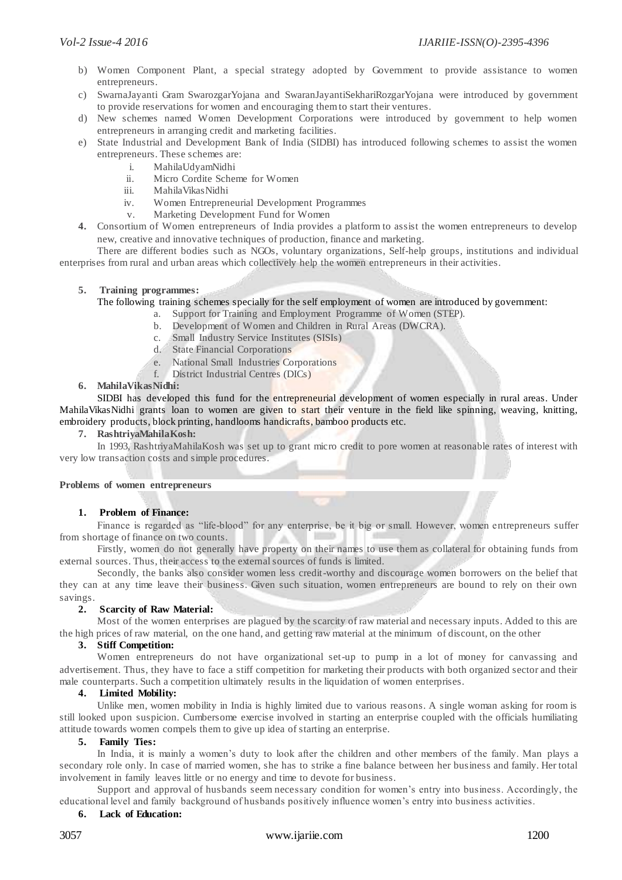b) Women Component Plant, a special strategy adopted by Government to provide assistance to women entrepreneurs.
c) SwarnaJayanti Gram SwarozgarYojana and SwaranJayantiSekhariRozgarYojana were introduced by government to provide reservations for women and encouraging them to start their ventures.
d) New schemes named Women Development Corporations were introduced by government to help women entrepreneurs in arranging credit and marketing facilities.
e) State Industrial and Development Bank of India (SIDBI) has introduced following schemes to assist the women entrepreneurs. These schemes are:
   i. MahilaUdyamNidhi
   ii. Micro Cordite Scheme for Women
   iii. MahilaVikasNidhi
   iv. Women Entrepreneurial Development Programmes
   v. Marketing Development Fund for Women

**4.** Consortium of Women entrepreneurs of India provides a platform to assist the women entrepreneurs to develop new, creative and innovative techniques of production, finance and marketing.

There are different bodies such as NGOs, voluntary organizations, Self-help groups, institutions and individual enterprises from rural and urban areas which collectively help the women entrepreneurs in their activities.

**5. Training programmes:**

The following training schemes specially for the self employment of women are introduced by government:

a. Support for Training and Employment Programme of Women (STEP).
b. Development of Women and Children in Rural Areas (DWCRA).
c. Small Industry Service Institutes (SISIs)
d. State Financial Corporations
e. National Small Industries Corporations
f. District Industrial Centres (DICs)

**6. MahilaVikasNidhi:**

SIDBI has developed this fund for the entrepreneurial development of women especially in rural areas. Under MahilaVikasNidhi grants loan to women are given to start their venture in the field like spinning, weaving, knitting, embroidery products, block printing, handlooms handicrafts, bamboo products etc.

**7. RashtriyaMahilaKosh:**

In 1993, RashtriyaMahilaKosh was set up to grant micro credit to pore women at reasonable rates of interest with very low transaction costs and simple procedures.

**Problems of women entrepreneurs**

**1. Problem of Finance:**

Finance is regarded as "life-blood" for any enterprise, be it big or small. However, women entrepreneurs suffer from shortage of finance on two counts.

Firstly, women do not generally have property on their names to use them as collateral for obtaining funds from external sources. Thus, their access to the external sources of funds is limited.

Secondly, the banks also consider women less credit-worthy and discourage women borrowers on the belief that they can at any time leave their business. Given such situation, women entrepreneurs are bound to rely on their own savings.

**2. Scarcity of Raw Material:**

Most of the women enterprises are plagued by the scarcity of raw material and necessary inputs. Added to this are the high prices of raw material, on the one hand, and getting raw material at the minimum of discount, on the other

**3. Stiff Competition:**

Women entrepreneurs do not have organizational set-up to pump in a lot of money for canvassing and advertisement. Thus, they have to face a stiff competition for marketing their products with both organized sector and their male counterparts. Such a competition ultimately results in the liquidation of women enterprises.

**4. Limited Mobility:**

Unlike men, women mobility in India is highly limited due to various reasons. A single woman asking for room is still looked upon suspicion. Cumbersome exercise involved in starting an enterprise coupled with the officials humiliating attitude towards women compels them to give up idea of starting an enterprise.

**5. Family Ties:**

In India, it is mainly a women's duty to look after the children and other members of the family. Man plays a secondary role only. In case of married women, she has to strike a fine balance between her business and family. Her total involvement in family leaves little or no energy and time to devote for business.

Support and approval of husbands seem necessary condition for women's entry into business. Accordingly, the educational level and family background of husbands positively influence women's entry into business activities.

**6. Lack of Education:**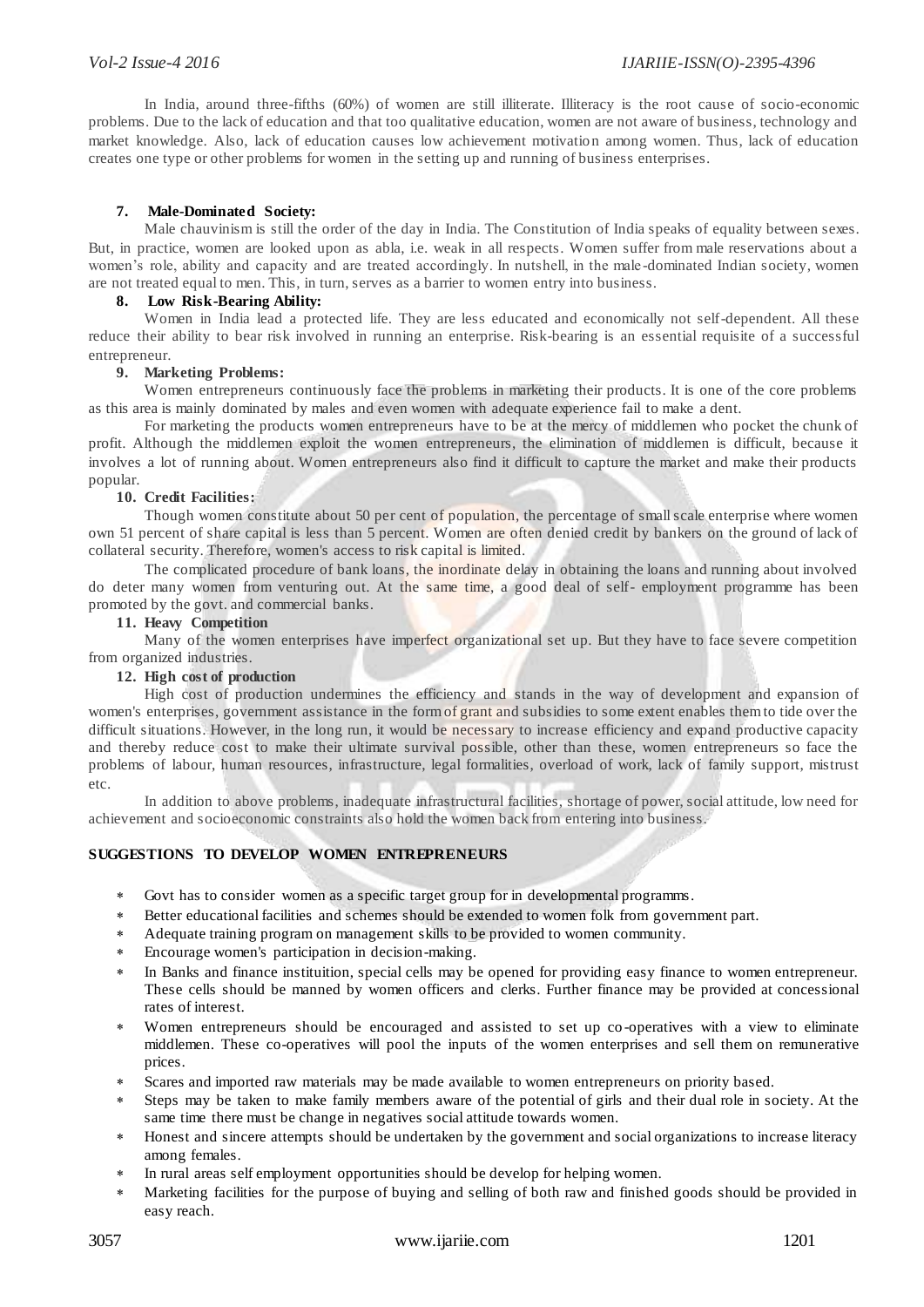In India, around three-fifths (60%) of women are still illiterate. Illiteracy is the root cause of socio-economic problems. Due to the lack of education and that too qualitative education, women are not aware of business, technology and market knowledge. Also, lack of education causes low achievement motivation among women. Thus, lack of education creates one type or other problems for women in the setting up and running of business enterprises.

**7. Male-Dominated Society:**

Male chauvinism is still the order of the day in India. The Constitution of India speaks of equality between sexes. But, in practice, women are looked upon as abla, i.e. weak in all respects. Women suffer from male reservations about a women's role, ability and capacity and are treated accordingly. In nutshell, in the male-dominated Indian society, women are not treated equal to men. This, in turn, serves as a barrier to women entry into business.

**8. Low Risk-Bearing Ability:**

Women in India lead a protected life. They are less educated and economically not self-dependent. All these reduce their ability to bear risk involved in running an enterprise. Risk-bearing is an essential requisite of a successful entrepreneur.

**9. Marketing Problems:**

Women entrepreneurs continuously face the problems in marketing their products. It is one of the core problems as this area is mainly dominated by males and even women with adequate experience fail to make a dent.

For marketing the products women entrepreneurs have to be at the mercy of middlemen who pocket the chunk of profit. Although the middlemen exploit the women entrepreneurs, the elimination of middlemen is difficult, because it involves a lot of running about. Women entrepreneurs also find it difficult to capture the market and make their products popular.

**10. Credit Facilities:**

Though women constitute about 50 per cent of population, the percentage of small scale enterprise where women own 51 percent of share capital is less than 5 percent. Women are often denied credit by bankers on the ground of lack of collateral security. Therefore, women's access to risk capital is limited.

The complicated procedure of bank loans, the inordinate delay in obtaining the loans and running about involved do deter many women from venturing out. At the same time, a good deal of self- employment programme has been promoted by the govt. and commercial banks.

**11. Heavy Competition**

Many of the women enterprises have imperfect organizational set up. But they have to face severe competition from organized industries.

**12. High cost of production**

High cost of production undermines the efficiency and stands in the way of development and expansion of women's enterprises, government assistance in the form of grant and subsidies to some extent enables them to tide over the difficult situations. However, in the long run, it would be necessary to increase efficiency and expand productive capacity and thereby reduce cost to make their ultimate survival possible, other than these, women entrepreneurs so face the problems of labour, human resources, infrastructure, legal formalities, overload of work, lack of family support, mistrust etc.

In addition to above problems, inadequate infrastructural facilities, shortage of power, social attitude, low need for achievement and socioeconomic constraints also hold the women back from entering into business.

## SUGGESTIONS TO DEVELOP WOMEN ENTREPRENEURS

- Govt has to consider women as a specific target group for in developmental programms.
- Better educational facilities and schemes should be extended to women folk from government part.
- Adequate training program on management skills to be provided to women community.
- Encourage women's participation in decision-making.
- In Banks and finance instituition, special cells may be opened for providing easy finance to women entrepreneur. These cells should be manned by women officers and clerks. Further finance may be provided at concessional rates of interest.
- Women entrepreneurs should be encouraged and assisted to set up co-operatives with a view to eliminate middlemen. These co-operatives will pool the inputs of the women enterprises and sell them on remunerative prices.
- Scares and imported raw materials may be made available to women entrepreneurs on priority based.
- Steps may be taken to make family members aware of the potential of girls and their dual role in society. At the same time there must be change in negatives social attitude towards women.
- Honest and sincere attempts should be undertaken by the government and social organizations to increase literacy among females.
- In rural areas self employment opportunities should be develop for helping women.
- Marketing facilities for the purpose of buying and selling of both raw and finished goods should be provided in easy reach.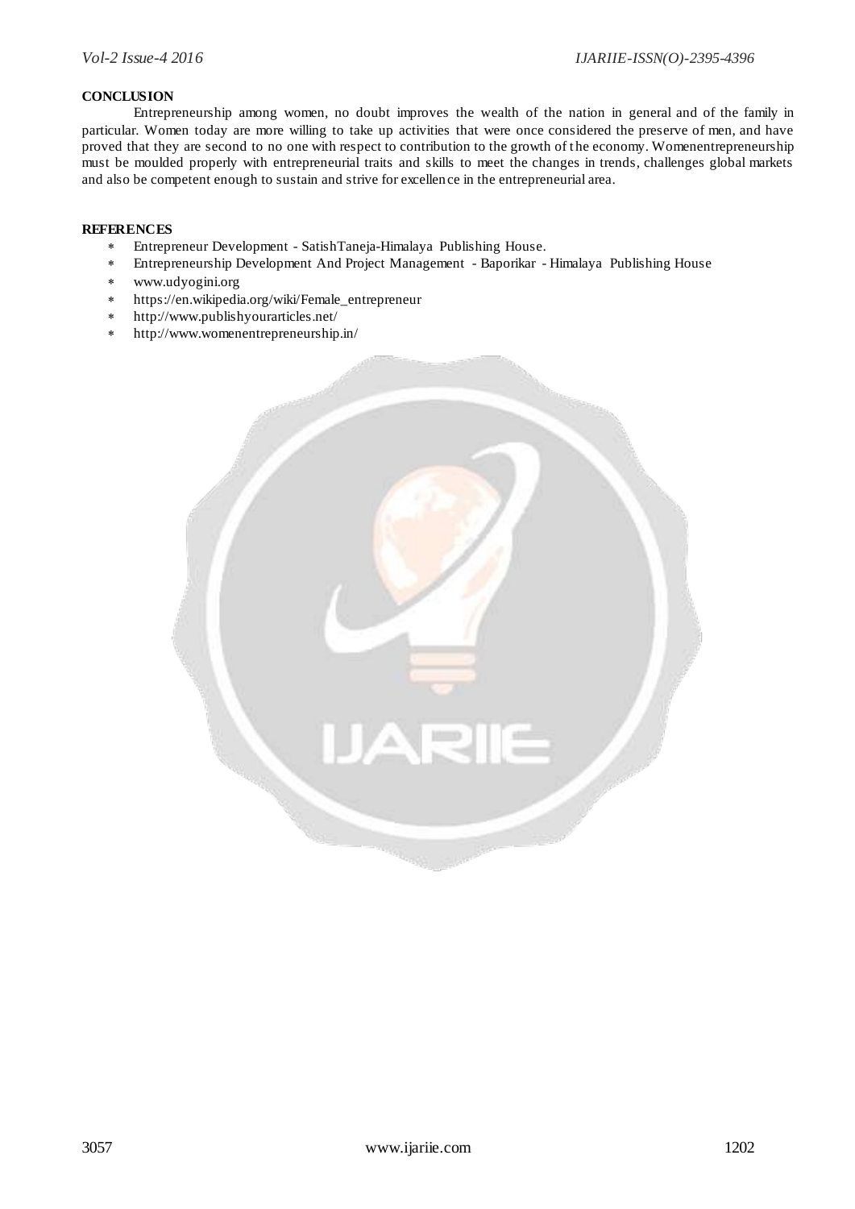**CONCLUSION**

Entrepreneurship among women, no doubt improves the wealth of the nation in general and of the family in particular. Women today are more willing to take up activities that were once considered the preserve of men, and have proved that they are second to no one with respect to contribution to the growth of the economy. Womenentrepreneurship must be moulded properly with entrepreneurial traits and skills to meet the changes in trends, challenges global markets and also be competent enough to sustain and strive for excellence in the entrepreneurial area.

**REFERENCES**

- Entrepreneur Development - SatishTaneja-Himalaya Publishing House.
- Entrepreneurship Development And Project Management - Baporikar - Himalaya Publishing House
- www.udyogini.org
- https://en.wikipedia.org/wiki/Female_entrepreneur
- http://www.publishyourarticles.net/
- http://www.womenentrepreneurship.in/